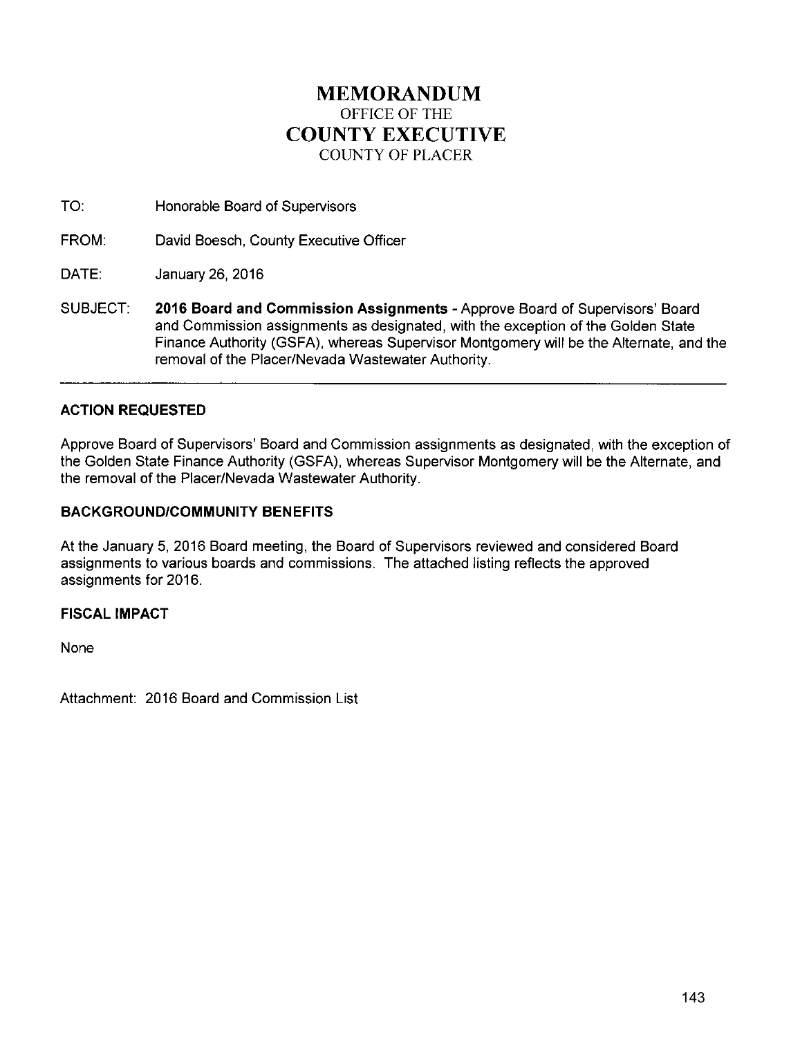# MEMORANDUM

OFFICE OF THE

# COUNTY EXECUTIVE

COUNTY OF PLACER

TO: Honorable Board of Supervisors

FROM: David Boesch, County Executive Officer

DATE: January 26, 2016

SUBJECT: **2016 Board and Commission Assignments** - Approve Board of Supervisors' Board and Commission assignments as designated, with the exception of the Golden State Finance Authority (GSFA), whereas Supervisor Montgomery will be the Alternate, and the removal of the Placer/Nevada Wastewater Authority.

---

### ACTION REQUESTED

Approve Board of Supervisors' Board and Commission assignments as designated, with the exception of the Golden State Finance Authority (GSFA), whereas Supervisor Montgomery will be the Alternate, and the removal of the Placer/Nevada Wastewater Authority.

### BACKGROUND/COMMUNITY BENEFITS

At the January 5, 2016 Board meeting, the Board of Supervisors reviewed and considered Board assignments to various boards and commissions. The attached listing reflects the approved assignments for 2016.

### FISCAL IMPACT

None

Attachment: 2016 Board and Commission List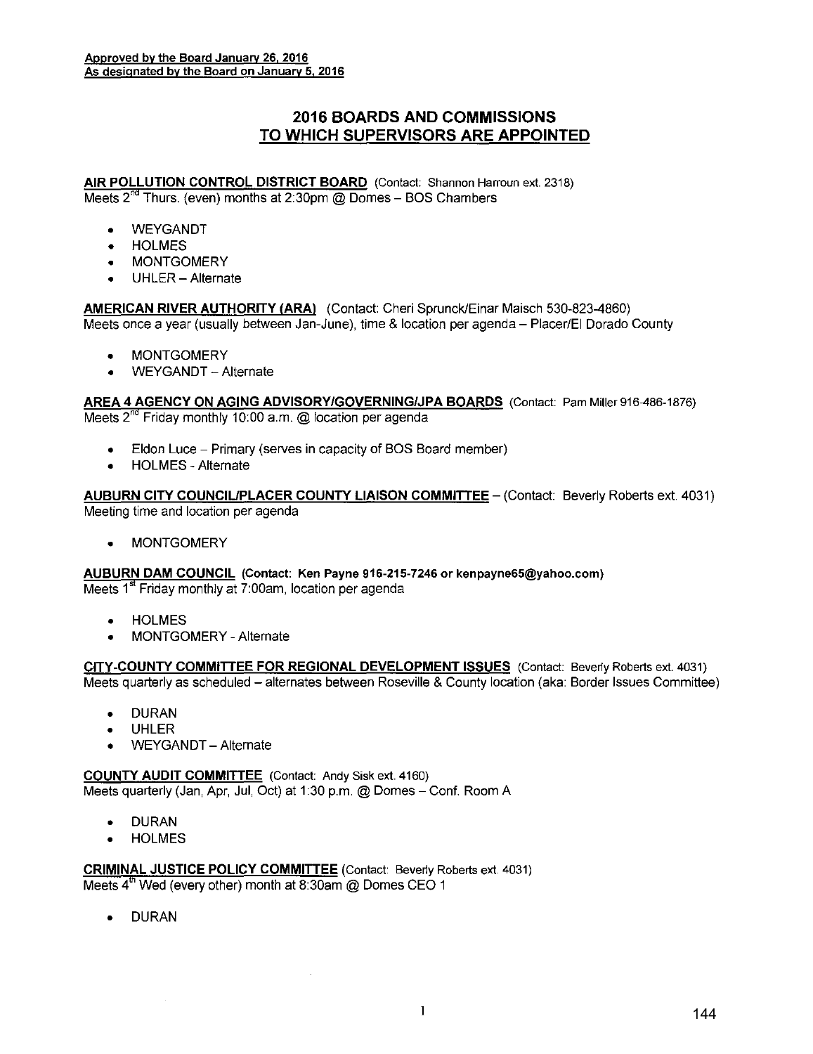**Approved by the Board January 26, 2016**
**As designated by the Board on January 5, 2016**

# 2016 BOARDS AND COMMISSIONS TO WHICH SUPERVISORS ARE APPOINTED

**AIR POLLUTION CONTROL DISTRICT BOARD** (Contact: Shannon Harroun ext. 2318)
Meets 2nd Thurs. (even) months at 2:30pm @ Domes – BOS Chambers

- WEYGANDT
- HOLMES
- MONTGOMERY
- UHLER – Alternate

**AMERICAN RIVER AUTHORITY (ARA)** (Contact: Cheri Sprunck/Einar Maisch 530-823-4860)
Meets once a year (usually between Jan-June), time & location per agenda – Placer/El Dorado County

- MONTGOMERY
- WEYGANDT – Alternate

**AREA 4 AGENCY ON AGING ADVISORY/GOVERNING/JPA BOARDS** (Contact: Pam Miller 916-486-1876)
Meets 2nd Friday monthly 10:00 a.m. @ location per agenda

- Eldon Luce – Primary (serves in capacity of BOS Board member)
- HOLMES - Alternate

**AUBURN CITY COUNCIL/PLACER COUNTY LIAISON COMMITTEE** – (Contact: Beverly Roberts ext. 4031)
Meeting time and location per agenda

- MONTGOMERY

**AUBURN DAM COUNCIL** **(Contact: Ken Payne 916-215-7246 or kenpayne65@yahoo.com)**
Meets 1st Friday monthly at 7:00am, location per agenda

- HOLMES
- MONTGOMERY - Alternate

**CITY-COUNTY COMMITTEE FOR REGIONAL DEVELOPMENT ISSUES** (Contact: Beverly Roberts ext. 4031)
Meets quarterly as scheduled – alternates between Roseville & County location (aka: Border Issues Committee)

- DURAN
- UHLER
- WEYGANDT – Alternate

**COUNTY AUDIT COMMITTEE** (Contact: Andy Sisk ext. 4160)
Meets quarterly (Jan, Apr, Jul, Oct) at 1:30 p.m. @ Domes – Conf. Room A

- DURAN
- HOLMES

**CRIMINAL JUSTICE POLICY COMMITTEE** (Contact: Beverly Roberts ext. 4031)
Meets 4th Wed (every other) month at 8:30am @ Domes CEO 1

- DURAN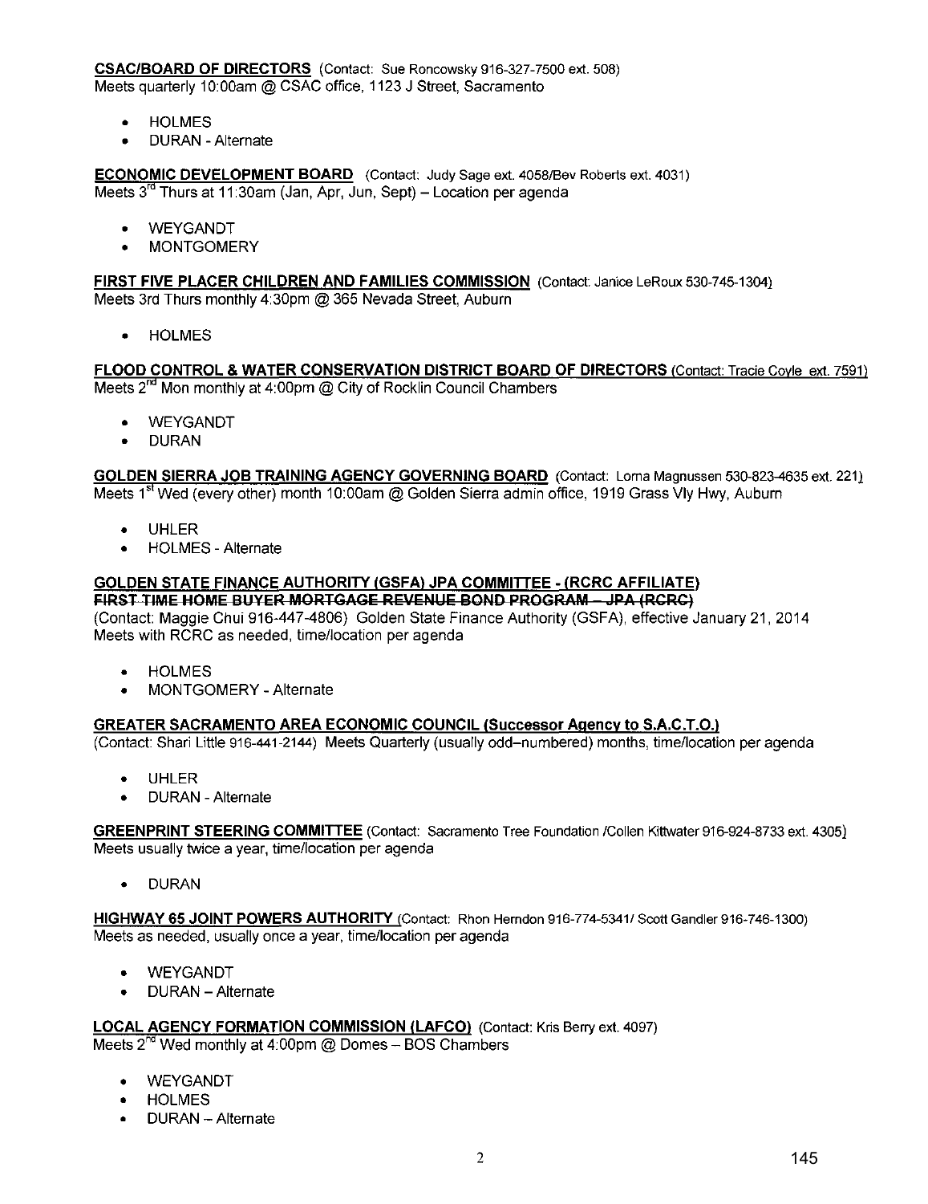**CSAC/BOARD OF DIRECTORS** (Contact: Sue Roncowsky 916-327-7500 ext. 508)
Meets quarterly 10:00am @ CSAC office, 1123 J Street, Sacramento

- HOLMES
- DURAN - Alternate

**ECONOMIC DEVELOPMENT BOARD** (Contact: Judy Sage ext. 4058/Bev Roberts ext. 4031)
Meets 3rd Thurs at 11:30am (Jan, Apr, Jun, Sept) – Location per agenda

- WEYGANDT
- MONTGOMERY

**FIRST FIVE PLACER CHILDREN AND FAMILIES COMMISSION** (Contact: Janice LeRoux 530-745-1304)
Meets 3rd Thurs monthly 4:30pm @ 365 Nevada Street, Auburn

- HOLMES

**FLOOD CONTROL & WATER CONSERVATION DISTRICT BOARD OF DIRECTORS** (Contact: Tracie Coyle ext. 7591)
Meets 2nd Mon monthly at 4:00pm @ City of Rocklin Council Chambers

- WEYGANDT
- DURAN

**GOLDEN SIERRA JOB TRAINING AGENCY GOVERNING BOARD** (Contact: Lorna Magnussen 530-823-4635 ext. 221)
Meets 1st Wed (every other) month 10:00am @ Golden Sierra admin office, 1919 Grass Vly Hwy, Auburn

- UHLER
- HOLMES - Alternate

**GOLDEN STATE FINANCE AUTHORITY (GSFA) JPA COMMITTEE - (RCRC AFFILIATE)**
~~**FIRST TIME HOME BUYER MORTGAGE REVENUE BOND PROGRAM – JPA (RCRC)**~~
(Contact: Maggie Chui 916-447-4806) Golden State Finance Authority (GSFA), effective January 21, 2014
Meets with RCRC as needed, time/location per agenda

- HOLMES
- MONTGOMERY - Alternate

**GREATER SACRAMENTO AREA ECONOMIC COUNCIL (Successor Agency to S.A.C.T.O.)**
(Contact: Shari Little 916-441-2144) Meets Quarterly (usually odd–numbered) months, time/location per agenda

- UHLER
- DURAN - Alternate

**GREENPRINT STEERING COMMITTEE** (Contact: Sacramento Tree Foundation /Collen Kittwater 916-924-8733 ext. 4305)
Meets usually twice a year, time/location per agenda

- DURAN

**HIGHWAY 65 JOINT POWERS AUTHORITY** (Contact: Rhon Herndon 916-774-5341/ Scott Gandler 916-746-1300)
Meets as needed, usually once a year, time/location per agenda

- WEYGANDT
- DURAN – Alternate

**LOCAL AGENCY FORMATION COMMISSION (LAFCO)** (Contact: Kris Berry ext. 4097)
Meets 2nd Wed monthly at 4:00pm @ Domes – BOS Chambers

- WEYGANDT
- HOLMES
- DURAN – Alternate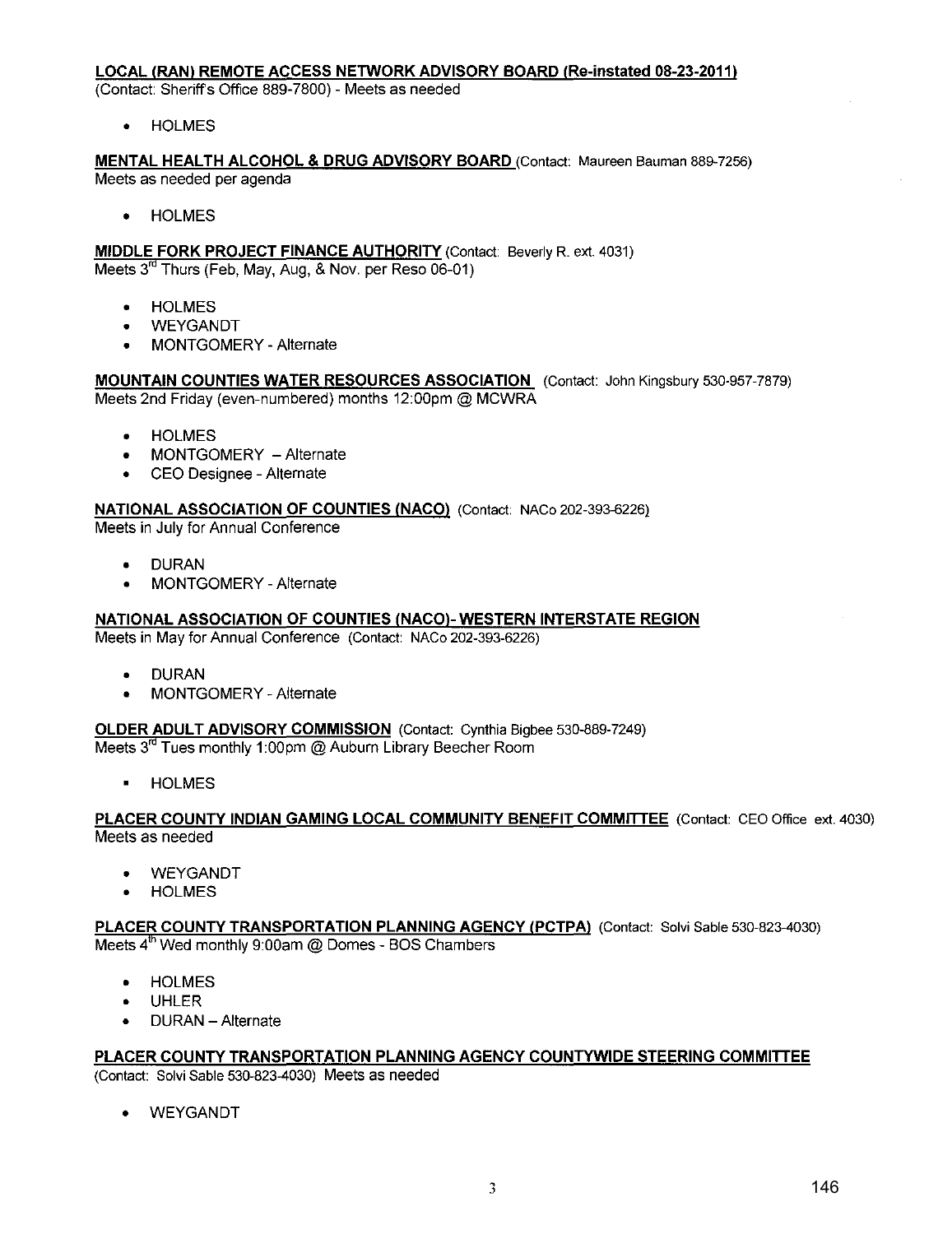**LOCAL (RAN) REMOTE ACCESS NETWORK ADVISORY BOARD (Re-instated 08-23-2011)**
(Contact: Sheriff's Office 889-7800) - Meets as needed

- HOLMES

**MENTAL HEALTH ALCOHOL & DRUG ADVISORY BOARD** (Contact: Maureen Bauman 889-7256)
Meets as needed per agenda

- HOLMES

**MIDDLE FORK PROJECT FINANCE AUTHORITY** (Contact: Beverly R. ext. 4031)
Meets 3rd Thurs (Feb, May, Aug, & Nov. per Reso 06-01)

- HOLMES
- WEYGANDT
- MONTGOMERY - Alternate

**MOUNTAIN COUNTIES WATER RESOURCES ASSOCIATION** (Contact: John Kingsbury 530-957-7879)
Meets 2nd Friday (even-numbered) months 12:00pm @ MCWRA

- HOLMES
- MONTGOMERY – Alternate
- CEO Designee - Alternate

**NATIONAL ASSOCIATION OF COUNTIES (NACO)** (Contact: NACo 202-393-6226)
Meets in July for Annual Conference

- DURAN
- MONTGOMERY - Alternate

**NATIONAL ASSOCIATION OF COUNTIES (NACO)- WESTERN INTERSTATE REGION**
Meets in May for Annual Conference (Contact: NACo 202-393-6226)

- DURAN
- MONTGOMERY - Alternate

**OLDER ADULT ADVISORY COMMISSION** (Contact: Cynthia Bigbee 530-889-7249)
Meets 3rd Tues monthly 1:00pm @ Auburn Library Beecher Room

- HOLMES

**PLACER COUNTY INDIAN GAMING LOCAL COMMUNITY BENEFIT COMMITTEE** (Contact: CEO Office ext. 4030)
Meets as needed

- WEYGANDT
- HOLMES

**PLACER COUNTY TRANSPORTATION PLANNING AGENCY (PCTPA)** (Contact: Solvi Sable 530-823-4030)
Meets 4th Wed monthly 9:00am @ Domes - BOS Chambers

- HOLMES
- UHLER
- DURAN – Alternate

**PLACER COUNTY TRANSPORTATION PLANNING AGENCY COUNTYWIDE STEERING COMMITTEE**
(Contact: Solvi Sable 530-823-4030) Meets as needed

- WEYGANDT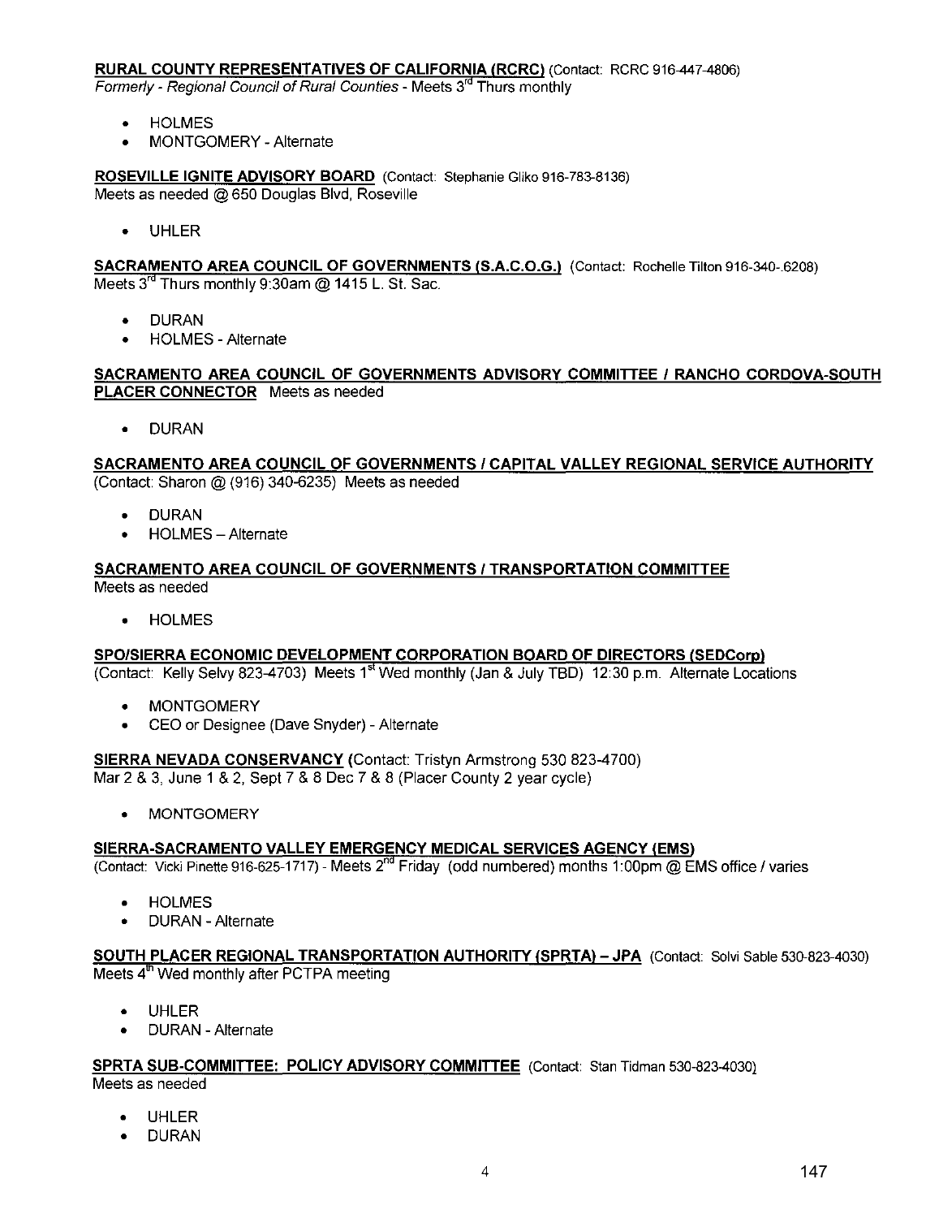**RURAL COUNTY REPRESENTATIVES OF CALIFORNIA (RCRC)** (Contact: RCRC 916-447-4806)
*Formerly - Regional Council of Rural Counties* - Meets 3rd Thurs monthly

- HOLMES
- MONTGOMERY - Alternate

**ROSEVILLE IGNITE ADVISORY BOARD** (Contact: Stephanie Gliko 916-783-8136)
Meets as needed @ 650 Douglas Blvd, Roseville

- UHLER

**SACRAMENTO AREA COUNCIL OF GOVERNMENTS (S.A.C.O.G.)** (Contact: Rochelle Tilton 916-340-.6208)
Meets 3rd Thurs monthly 9:30am @ 1415 L. St. Sac.

- DURAN
- HOLMES - Alternate

**SACRAMENTO AREA COUNCIL OF GOVERNMENTS ADVISORY COMMITTEE / RANCHO CORDOVA-SOUTH PLACER CONNECTOR** Meets as needed

- DURAN

**SACRAMENTO AREA COUNCIL OF GOVERNMENTS / CAPITAL VALLEY REGIONAL SERVICE AUTHORITY**
(Contact: Sharon @ (916) 340-6235) Meets as needed

- DURAN
- HOLMES – Alternate

**SACRAMENTO AREA COUNCIL OF GOVERNMENTS / TRANSPORTATION COMMITTEE**
Meets as needed

- HOLMES

**SPO/SIERRA ECONOMIC DEVELOPMENT CORPORATION BOARD OF DIRECTORS (SEDCorp)**
(Contact: Kelly Selvy 823-4703) Meets 1st Wed monthly (Jan & July TBD) 12:30 p.m. Alternate Locations

- MONTGOMERY
- CEO or Designee (Dave Snyder) - Alternate

**SIERRA NEVADA CONSERVANCY** (Contact: Tristyn Armstrong 530 823-4700)
Mar 2 & 3, June 1 & 2, Sept 7 & 8 Dec 7 & 8 (Placer County 2 year cycle)

- MONTGOMERY

**SIERRA-SACRAMENTO VALLEY EMERGENCY MEDICAL SERVICES AGENCY (EMS)**
(Contact: Vicki Pinette 916-625-1717) - Meets 2nd Friday (odd numbered) months 1:00pm @ EMS office / varies

- HOLMES
- DURAN - Alternate

**SOUTH PLACER REGIONAL TRANSPORTATION AUTHORITY (SPRTA) – JPA** (Contact: Solvi Sable 530-823-4030)
Meets 4th Wed monthly after PCTPA meeting

- UHLER
- DURAN - Alternate

**SPRTA SUB-COMMITTEE: POLICY ADVISORY COMMITTEE** (Contact: Stan Tidman 530-823-4030)
Meets as needed

- UHLER
- DURAN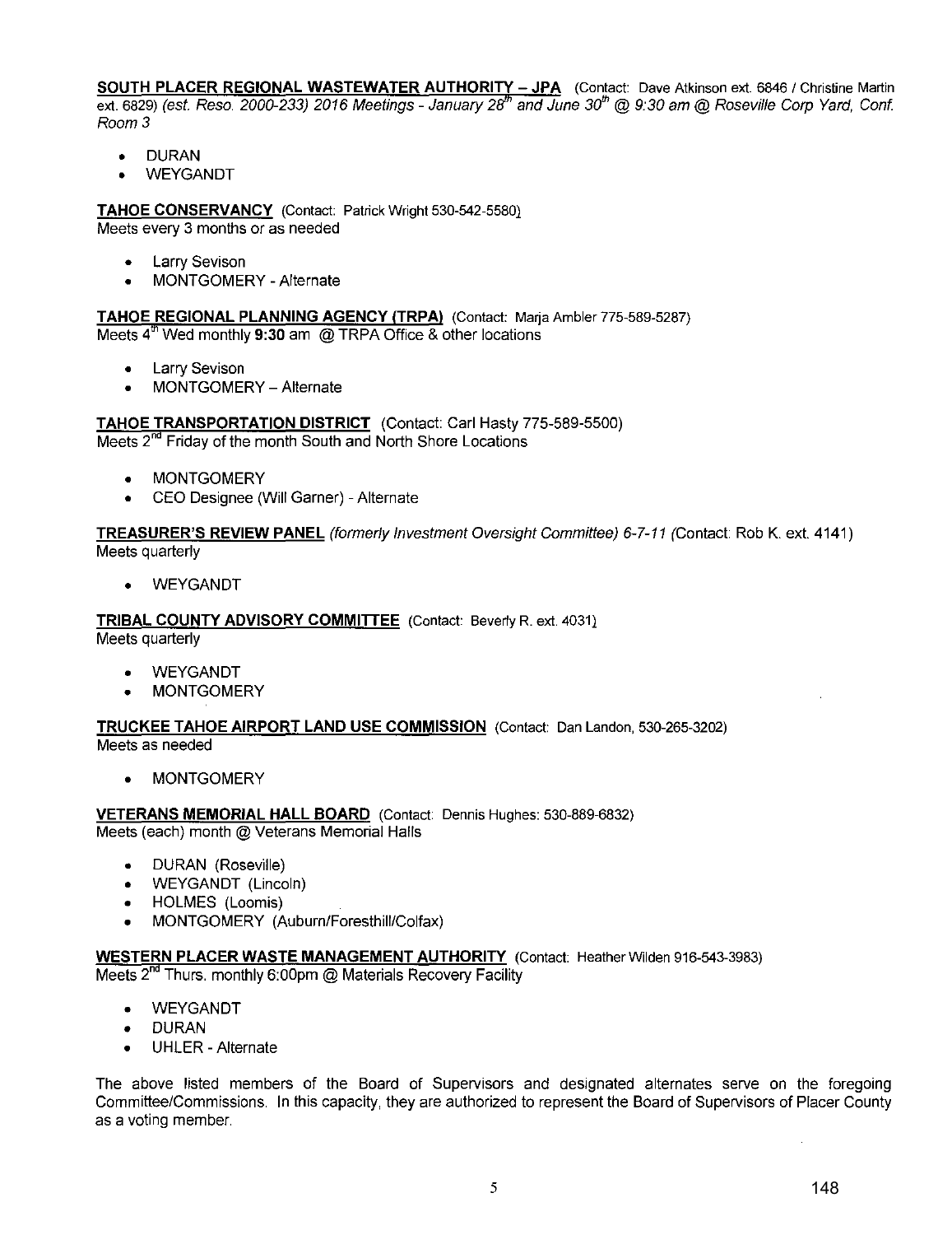**SOUTH PLACER REGIONAL WASTEWATER AUTHORITY – JPA** (Contact: Dave Atkinson ext. 6846 / Christine Martin ext. 6829) *(est. Reso. 2000-233) 2016 Meetings - January 28th and June 30th @ 9:30 am @ Roseville Corp Yard, Conf. Room 3*

- DURAN
- WEYGANDT

**TAHOE CONSERVANCY** (Contact: Patrick Wright 530-542-5580)
Meets every 3 months or as needed

- Larry Sevison
- MONTGOMERY - Alternate

**TAHOE REGIONAL PLANNING AGENCY (TRPA)** (Contact: Marja Ambler 775-589-5287)
Meets 4th Wed monthly **9:30** am @ TRPA Office & other locations

- Larry Sevison
- MONTGOMERY – Alternate

**TAHOE TRANSPORTATION DISTRICT** (Contact: Carl Hasty 775-589-5500)
Meets 2nd Friday of the month South and North Shore Locations

- MONTGOMERY
- CEO Designee (Will Garner) - Alternate

**TREASURER'S REVIEW PANEL** *(formerly Investment Oversight Committee) 6-7-11* (Contact: Rob K. ext. 4141)
Meets quarterly

- WEYGANDT

**TRIBAL COUNTY ADVISORY COMMITTEE** (Contact: Beverly R. ext. 4031)
Meets quarterly

- WEYGANDT
- MONTGOMERY

**TRUCKEE TAHOE AIRPORT LAND USE COMMISSION** (Contact: Dan Landon, 530-265-3202)
Meets as needed

- MONTGOMERY

**VETERANS MEMORIAL HALL BOARD** (Contact: Dennis Hughes: 530-889-6832)
Meets (each) month @ Veterans Memorial Halls

- DURAN (Roseville)
- WEYGANDT (Lincoln)
- HOLMES (Loomis)
- MONTGOMERY (Auburn/Foresthill/Colfax)

**WESTERN PLACER WASTE MANAGEMENT AUTHORITY** (Contact: Heather Wilden 916-543-3983)
Meets 2nd Thurs. monthly 6:00pm @ Materials Recovery Facility

- WEYGANDT
- DURAN
- UHLER - Alternate

The above listed members of the Board of Supervisors and designated alternates serve on the foregoing Committee/Commissions. In this capacity, they are authorized to represent the Board of Supervisors of Placer County as a voting member.